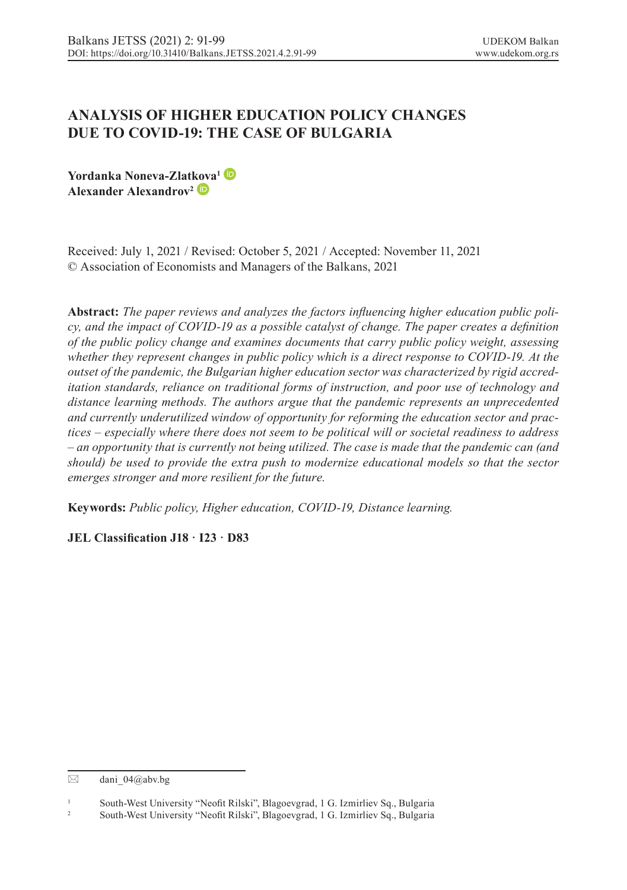# ANALYSIS OF HIGHER EDUCATION POLICY CHANGES DUE TO COVID-19: THE CASE OF BULGARIA

**Yordanka Noneva-Zlatkova**[1]
**Alexander Alexandrov**[2]

Received: July 1, 2021 / Revised: October 5, 2021 / Accepted: November 11, 2021
© Association of Economists and Managers of the Balkans, 2021

**Abstract:** *The paper reviews and analyzes the factors influencing higher education public policy, and the impact of COVID-19 as a possible catalyst of change. The paper creates a definition of the public policy change and examines documents that carry public policy weight, assessing whether they represent changes in public policy which is a direct response to COVID-19. At the outset of the pandemic, the Bulgarian higher education sector was characterized by rigid accreditation standards, reliance on traditional forms of instruction, and poor use of technology and distance learning methods. The authors argue that the pandemic represents an unprecedented and currently underutilized window of opportunity for reforming the education sector and practices – especially where there does not seem to be political will or societal readiness to address – an opportunity that is currently not being utilized. The case is made that the pandemic can (and should) be used to provide the extra push to modernize educational models so that the sector emerges stronger and more resilient for the future.*

**Keywords:** *Public policy, Higher education, COVID-19, Distance learning.*

**JEL Classification J18 · I23 · D83**

---

✉ dani_04@abv.bg

[1] South-West University "Neofit Rilski", Blagoevgrad, 1 G. Izmirliev Sq., Bulgaria

[2] South-West University "Neofit Rilski", Blagoevgrad, 1 G. Izmirliev Sq., Bulgaria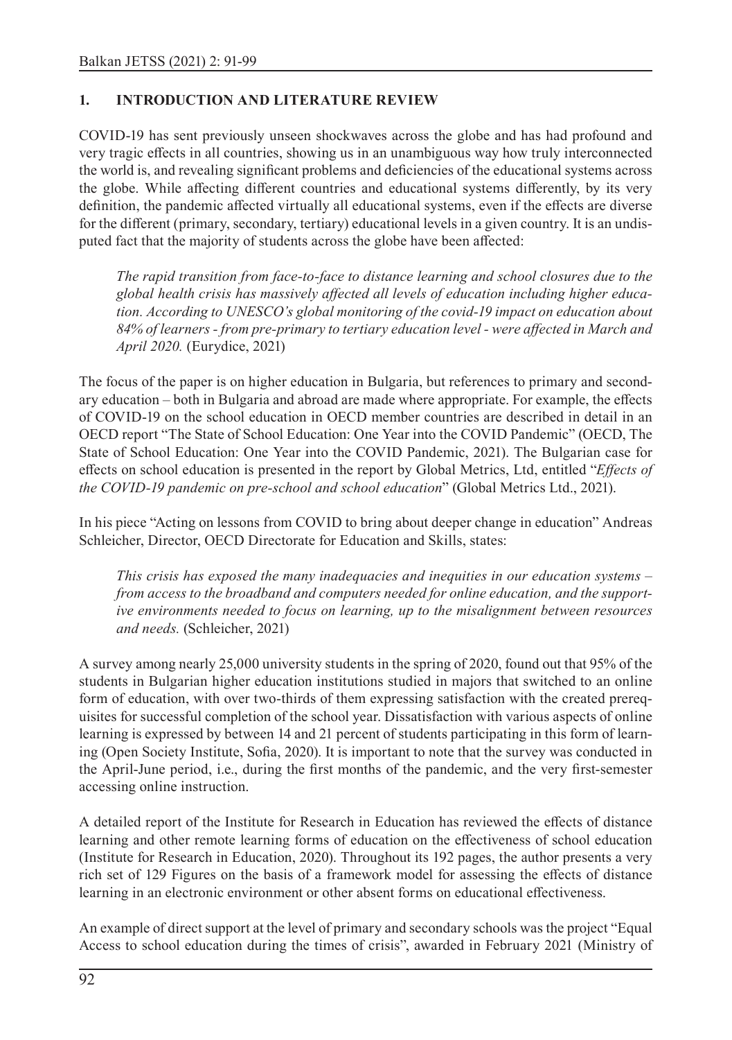## 1. INTRODUCTION AND LITERATURE REVIEW

COVID-19 has sent previously unseen shockwaves across the globe and has had profound and very tragic effects in all countries, showing us in an unambiguous way how truly interconnected the world is, and revealing significant problems and deficiencies of the educational systems across the globe. While affecting different countries and educational systems differently, by its very definition, the pandemic affected virtually all educational systems, even if the effects are diverse for the different (primary, secondary, tertiary) educational levels in a given country. It is an undisputed fact that the majority of students across the globe have been affected:

> *The rapid transition from face-to-face to distance learning and school closures due to the global health crisis has massively affected all levels of education including higher education. According to UNESCO's global monitoring of the covid-19 impact on education about 84% of learners - from pre-primary to tertiary education level - were affected in March and April 2020.* (Eurydice, 2021)

The focus of the paper is on higher education in Bulgaria, but references to primary and secondary education – both in Bulgaria and abroad are made where appropriate. For example, the effects of COVID-19 on the school education in OECD member countries are described in detail in an OECD report "The State of School Education: One Year into the COVID Pandemic" (OECD, The State of School Education: One Year into the COVID Pandemic, 2021). The Bulgarian case for effects on school education is presented in the report by Global Metrics, Ltd, entitled "*Effects of the COVID-19 pandemic on pre-school and school education*" (Global Metrics Ltd., 2021).

In his piece "Acting on lessons from COVID to bring about deeper change in education" Andreas Schleicher, Director, OECD Directorate for Education and Skills, states:

> *This crisis has exposed the many inadequacies and inequities in our education systems – from access to the broadband and computers needed for online education, and the supportive environments needed to focus on learning, up to the misalignment between resources and needs.* (Schleicher, 2021)

A survey among nearly 25,000 university students in the spring of 2020, found out that 95% of the students in Bulgarian higher education institutions studied in majors that switched to an online form of education, with over two-thirds of them expressing satisfaction with the created prerequisites for successful completion of the school year. Dissatisfaction with various aspects of online learning is expressed by between 14 and 21 percent of students participating in this form of learning (Open Society Institute, Sofia, 2020). It is important to note that the survey was conducted in the April-June period, i.e., during the first months of the pandemic, and the very first-semester accessing online instruction.

A detailed report of the Institute for Research in Education has reviewed the effects of distance learning and other remote learning forms of education on the effectiveness of school education (Institute for Research in Education, 2020). Throughout its 192 pages, the author presents a very rich set of 129 Figures on the basis of a framework model for assessing the effects of distance learning in an electronic environment or other absent forms on educational effectiveness.

An example of direct support at the level of primary and secondary schools was the project "Equal Access to school education during the times of crisis", awarded in February 2021 (Ministry of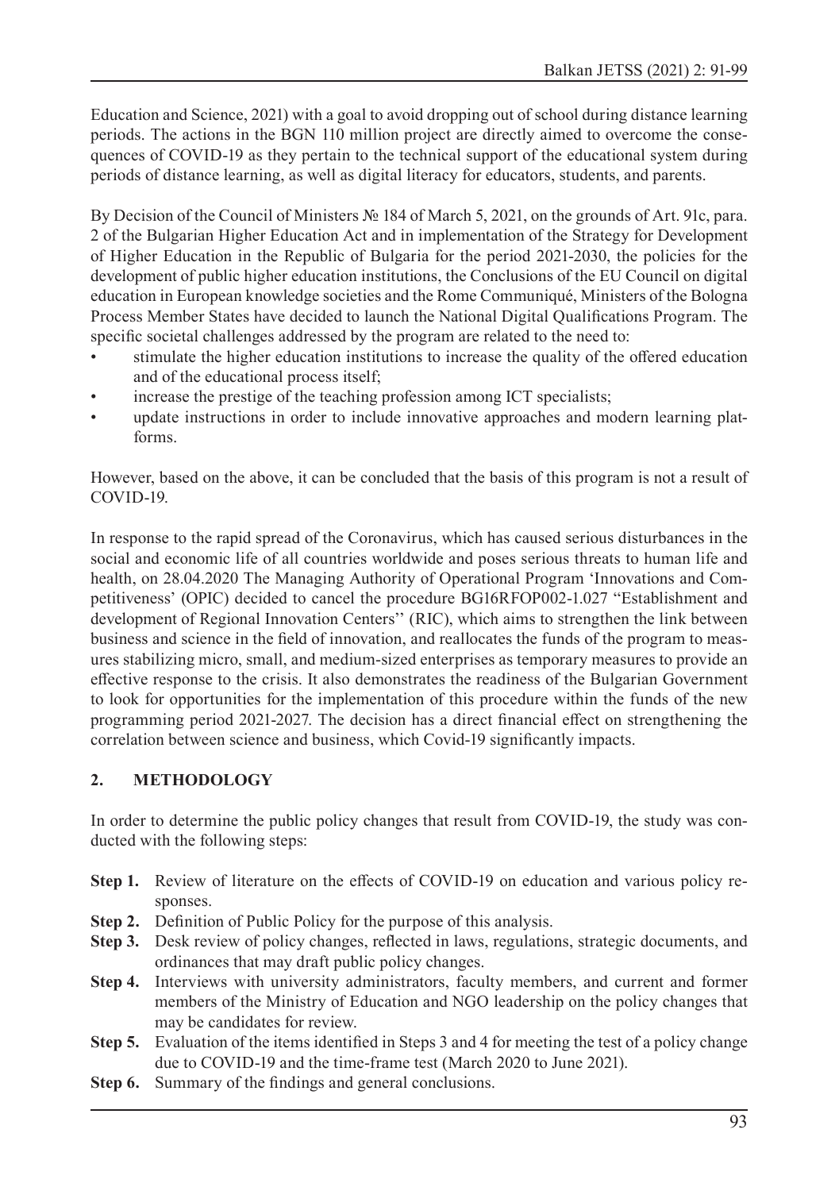Education and Science, 2021) with a goal to avoid dropping out of school during distance learning periods. The actions in the BGN 110 million project are directly aimed to overcome the consequences of COVID-19 as they pertain to the technical support of the educational system during periods of distance learning, as well as digital literacy for educators, students, and parents.

By Decision of the Council of Ministers № 184 of March 5, 2021, on the grounds of Art. 91c, para. 2 of the Bulgarian Higher Education Act and in implementation of the Strategy for Development of Higher Education in the Republic of Bulgaria for the period 2021-2030, the policies for the development of public higher education institutions, the Conclusions of the EU Council on digital education in European knowledge societies and the Rome Communiqué, Ministers of the Bologna Process Member States have decided to launch the National Digital Qualifications Program. The specific societal challenges addressed by the program are related to the need to:

- stimulate the higher education institutions to increase the quality of the offered education and of the educational process itself;
- increase the prestige of the teaching profession among ICT specialists;
- update instructions in order to include innovative approaches and modern learning platforms.

However, based on the above, it can be concluded that the basis of this program is not a result of COVID-19.

In response to the rapid spread of the Coronavirus, which has caused serious disturbances in the social and economic life of all countries worldwide and poses serious threats to human life and health, on 28.04.2020 The Managing Authority of Operational Program 'Innovations and Competitiveness' (OPIC) decided to cancel the procedure BG16RFOP002-1.027 "Establishment and development of Regional Innovation Centers'' (RIC), which aims to strengthen the link between business and science in the field of innovation, and reallocates the funds of the program to measures stabilizing micro, small, and medium-sized enterprises as temporary measures to provide an effective response to the crisis. It also demonstrates the readiness of the Bulgarian Government to look for opportunities for the implementation of this procedure within the funds of the new programming period 2021-2027. The decision has a direct financial effect on strengthening the correlation between science and business, which Covid-19 significantly impacts.

## 2. METHODOLOGY

In order to determine the public policy changes that result from COVID-19, the study was conducted with the following steps:

- **Step 1.** Review of literature on the effects of COVID-19 on education and various policy responses.
- **Step 2.** Definition of Public Policy for the purpose of this analysis.
- **Step 3.** Desk review of policy changes, reflected in laws, regulations, strategic documents, and ordinances that may draft public policy changes.
- **Step 4.** Interviews with university administrators, faculty members, and current and former members of the Ministry of Education and NGO leadership on the policy changes that may be candidates for review.
- **Step 5.** Evaluation of the items identified in Steps 3 and 4 for meeting the test of a policy change due to COVID-19 and the time-frame test (March 2020 to June 2021).
- **Step 6.** Summary of the findings and general conclusions.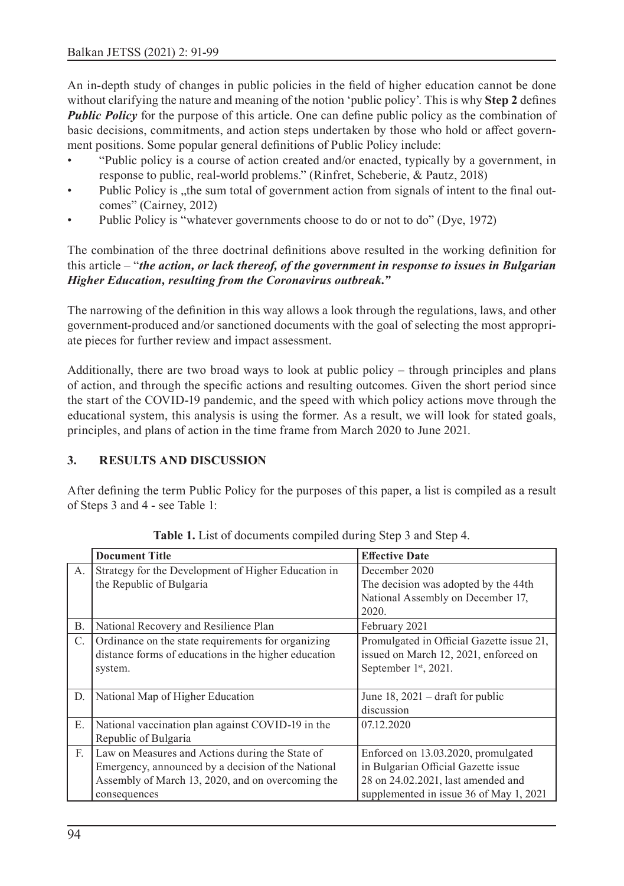An in-depth study of changes in public policies in the field of higher education cannot be done without clarifying the nature and meaning of the notion 'public policy'. This is why **Step 2** defines ***Public Policy*** for the purpose of this article. One can define public policy as the combination of basic decisions, commitments, and action steps undertaken by those who hold or affect government positions. Some popular general definitions of Public Policy include:

- "Public policy is a course of action created and/or enacted, typically by a government, in response to public, real-world problems." (Rinfret, Scheberie, & Pautz, 2018)
- Public Policy is „the sum total of government action from signals of intent to the final outcomes" (Cairney, 2012)
- Public Policy is "whatever governments choose to do or not to do" (Dye, 1972)

The combination of the three doctrinal definitions above resulted in the working definition for this article – "***the action, or lack thereof, of the government in response to issues in Bulgarian Higher Education, resulting from the Coronavirus outbreak.***"

The narrowing of the definition in this way allows a look through the regulations, laws, and other government-produced and/or sanctioned documents with the goal of selecting the most appropriate pieces for further review and impact assessment.

Additionally, there are two broad ways to look at public policy – through principles and plans of action, and through the specific actions and resulting outcomes. Given the short period since the start of the COVID-19 pandemic, and the speed with which policy actions move through the educational system, this analysis is using the former. As a result, we will look for stated goals, principles, and plans of action in the time frame from March 2020 to June 2021.

## 3. RESULTS AND DISCUSSION

After defining the term Public Policy for the purposes of this paper, a list is compiled as a result of Steps 3 and 4 - see Table 1:

**Table 1.** List of documents compiled during Step 3 and Step 4.

| | Document Title | Effective Date |
|---|---|---|
| A. | Strategy for the Development of Higher Education in the Republic of Bulgaria | December 2020 The decision was adopted by the 44th National Assembly on December 17, 2020. |
| B. | National Recovery and Resilience Plan | February 2021 |
| C. | Ordinance on the state requirements for organizing distance forms of educations in the higher education system. | Promulgated in Official Gazette issue 21, issued on March 12, 2021, enforced on September 1st, 2021. |
| D. | National Map of Higher Education | June 18, 2021 – draft for public discussion |
| E. | National vaccination plan against COVID-19 in the Republic of Bulgaria | 07.12.2020 |
| F. | Law on Measures and Actions during the State of Emergency, announced by a decision of the National Assembly of March 13, 2020, and on overcoming the consequences | Enforced on 13.03.2020, promulgated in Bulgarian Official Gazette issue 28 on 24.02.2021, last amended and supplemented in issue 36 of May 1, 2021 |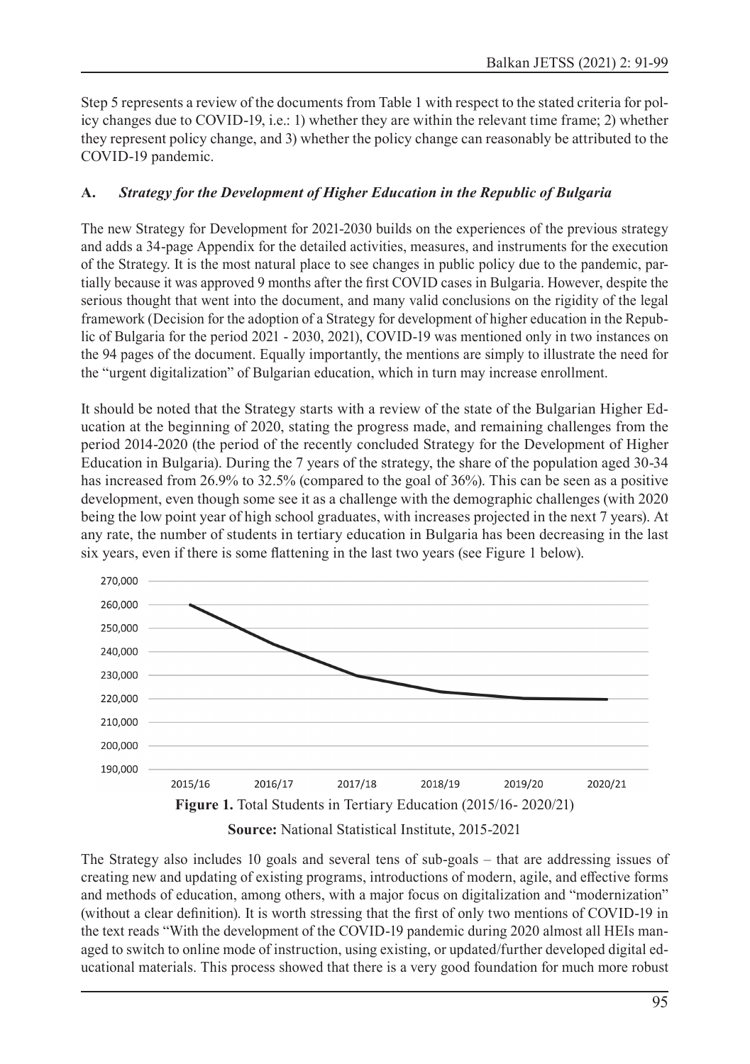Step 5 represents a review of the documents from Table 1 with respect to the stated criteria for policy changes due to COVID-19, i.e.: 1) whether they are within the relevant time frame; 2) whether they represent policy change, and 3) whether the policy change can reasonably be attributed to the COVID-19 pandemic.

### A. *Strategy for the Development of Higher Education in the Republic of Bulgaria*

The new Strategy for Development for 2021-2030 builds on the experiences of the previous strategy and adds a 34-page Appendix for the detailed activities, measures, and instruments for the execution of the Strategy. It is the most natural place to see changes in public policy due to the pandemic, partially because it was approved 9 months after the first COVID cases in Bulgaria. However, despite the serious thought that went into the document, and many valid conclusions on the rigidity of the legal framework (Decision for the adoption of a Strategy for development of higher education in the Republic of Bulgaria for the period 2021 - 2030, 2021), COVID-19 was mentioned only in two instances on the 94 pages of the document. Equally importantly, the mentions are simply to illustrate the need for the "urgent digitalization" of Bulgarian education, which in turn may increase enrollment.

It should be noted that the Strategy starts with a review of the state of the Bulgarian Higher Education at the beginning of 2020, stating the progress made, and remaining challenges from the period 2014-2020 (the period of the recently concluded Strategy for the Development of Higher Education in Bulgaria). During the 7 years of the strategy, the share of the population aged 30-34 has increased from 26.9% to 32.5% (compared to the goal of 36%). This can be seen as a positive development, even though some see it as a challenge with the demographic challenges (with 2020 being the low point year of high school graduates, with increases projected in the next 7 years). At any rate, the number of students in tertiary education in Bulgaria has been decreasing in the last six years, even if there is some flattening in the last two years (see Figure 1 below).

**Figure 1.** Total Students in Tertiary Education (2015/16- 2020/21)

**Source:** National Statistical Institute, 2015-2021

The Strategy also includes 10 goals and several tens of sub-goals – that are addressing issues of creating new and updating of existing programs, introductions of modern, agile, and effective forms and methods of education, among others, with a major focus on digitalization and "modernization" (without a clear definition). It is worth stressing that the first of only two mentions of COVID-19 in the text reads "With the development of the COVID-19 pandemic during 2020 almost all HEIs managed to switch to online mode of instruction, using existing, or updated/further developed digital educational materials. This process showed that there is a very good foundation for much more robust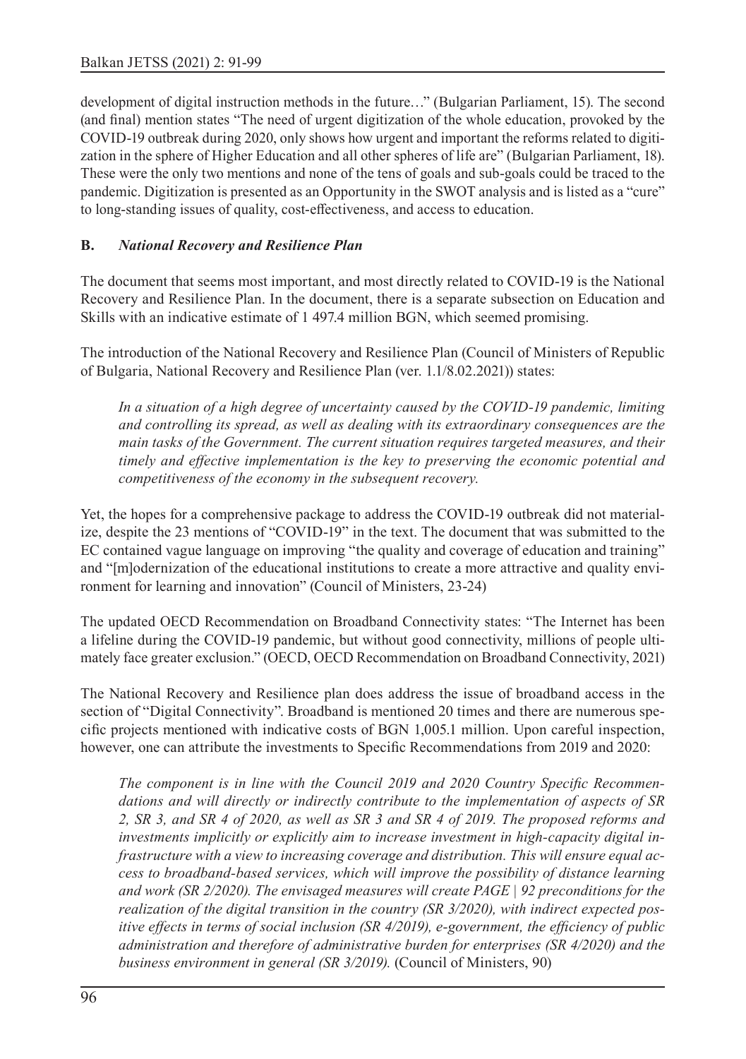development of digital instruction methods in the future…" (Bulgarian Parliament, 15). The second (and final) mention states "The need of urgent digitization of the whole education, provoked by the COVID-19 outbreak during 2020, only shows how urgent and important the reforms related to digitization in the sphere of Higher Education and all other spheres of life are" (Bulgarian Parliament, 18). These were the only two mentions and none of the tens of goals and sub-goals could be traced to the pandemic. Digitization is presented as an Opportunity in the SWOT analysis and is listed as a "cure" to long-standing issues of quality, cost-effectiveness, and access to education.

### B. *National Recovery and Resilience Plan*

The document that seems most important, and most directly related to COVID-19 is the National Recovery and Resilience Plan. In the document, there is a separate subsection on Education and Skills with an indicative estimate of 1 497.4 million BGN, which seemed promising.

The introduction of the National Recovery and Resilience Plan (Council of Ministers of Republic of Bulgaria, National Recovery and Resilience Plan (ver. 1.1/8.02.2021)) states:

> *In a situation of a high degree of uncertainty caused by the COVID-19 pandemic, limiting and controlling its spread, as well as dealing with its extraordinary consequences are the main tasks of the Government. The current situation requires targeted measures, and their timely and effective implementation is the key to preserving the economic potential and competitiveness of the economy in the subsequent recovery.*

Yet, the hopes for a comprehensive package to address the COVID-19 outbreak did not materialize, despite the 23 mentions of "COVID-19" in the text. The document that was submitted to the EC contained vague language on improving "the quality and coverage of education and training" and "[m]odernization of the educational institutions to create a more attractive and quality environment for learning and innovation" (Council of Ministers, 23-24)

The updated OECD Recommendation on Broadband Connectivity states: "The Internet has been a lifeline during the COVID-19 pandemic, but without good connectivity, millions of people ultimately face greater exclusion." (OECD, OECD Recommendation on Broadband Connectivity, 2021)

The National Recovery and Resilience plan does address the issue of broadband access in the section of "Digital Connectivity". Broadband is mentioned 20 times and there are numerous specific projects mentioned with indicative costs of BGN 1,005.1 million. Upon careful inspection, however, one can attribute the investments to Specific Recommendations from 2019 and 2020:

> *The component is in line with the Council 2019 and 2020 Country Specific Recommendations and will directly or indirectly contribute to the implementation of aspects of SR 2, SR 3, and SR 4 of 2020, as well as SR 3 and SR 4 of 2019. The proposed reforms and investments implicitly or explicitly aim to increase investment in high-capacity digital infrastructure with a view to increasing coverage and distribution. This will ensure equal access to broadband-based services, which will improve the possibility of distance learning and work (SR 2/2020). The envisaged measures will create PAGE | 92 preconditions for the realization of the digital transition in the country (SR 3/2020), with indirect expected positive effects in terms of social inclusion (SR 4/2019), e-government, the efficiency of public administration and therefore of administrative burden for enterprises (SR 4/2020) and the business environment in general (SR 3/2019).* (Council of Ministers, 90)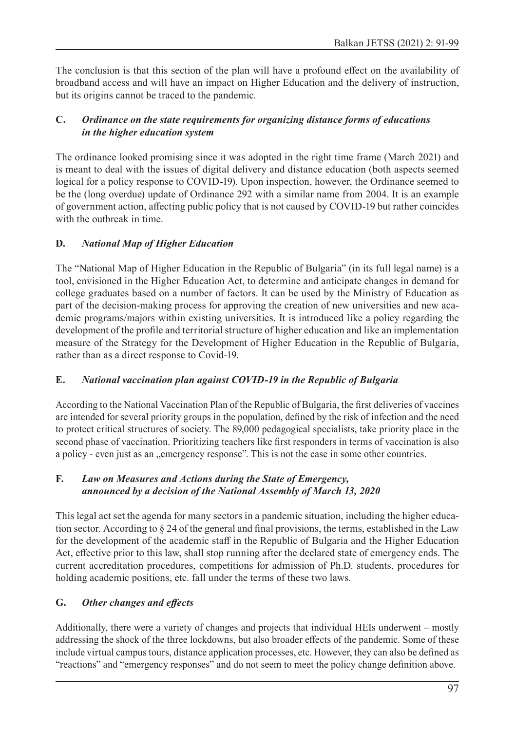The conclusion is that this section of the plan will have a profound effect on the availability of broadband access and will have an impact on Higher Education and the delivery of instruction, but its origins cannot be traced to the pandemic.

### C. *Ordinance on the state requirements for organizing distance forms of educations in the higher education system*

The ordinance looked promising since it was adopted in the right time frame (March 2021) and is meant to deal with the issues of digital delivery and distance education (both aspects seemed logical for a policy response to COVID-19). Upon inspection, however, the Ordinance seemed to be the (long overdue) update of Ordinance 292 with a similar name from 2004. It is an example of government action, affecting public policy that is not caused by COVID-19 but rather coincides with the outbreak in time.

### D. *National Map of Higher Education*

The "National Map of Higher Education in the Republic of Bulgaria" (in its full legal name) is a tool, envisioned in the Higher Education Act, to determine and anticipate changes in demand for college graduates based on a number of factors. It can be used by the Ministry of Education as part of the decision-making process for approving the creation of new universities and new academic programs/majors within existing universities. It is introduced like a policy regarding the development of the profile and territorial structure of higher education and like an implementation measure of the Strategy for the Development of Higher Education in the Republic of Bulgaria, rather than as a direct response to Covid-19.

### E. *National vaccination plan against COVID-19 in the Republic of Bulgaria*

According to the National Vaccination Plan of the Republic of Bulgaria, the first deliveries of vaccines are intended for several priority groups in the population, defined by the risk of infection and the need to protect critical structures of society. The 89,000 pedagogical specialists, take priority place in the second phase of vaccination. Prioritizing teachers like first responders in terms of vaccination is also a policy - even just as an „emergency response". This is not the case in some other countries.

### F. *Law on Measures and Actions during the State of Emergency, announced by a decision of the National Assembly of March 13, 2020*

This legal act set the agenda for many sectors in a pandemic situation, including the higher education sector. According to § 24 of the general and final provisions, the terms, established in the Law for the development of the academic staff in the Republic of Bulgaria and the Higher Education Act, effective prior to this law, shall stop running after the declared state of emergency ends. The current accreditation procedures, competitions for admission of Ph.D. students, procedures for holding academic positions, etc. fall under the terms of these two laws.

### G. *Other changes and effects*

Additionally, there were a variety of changes and projects that individual HEIs underwent – mostly addressing the shock of the three lockdowns, but also broader effects of the pandemic. Some of these include virtual campus tours, distance application processes, etc. However, they can also be defined as "reactions" and "emergency responses" and do not seem to meet the policy change definition above.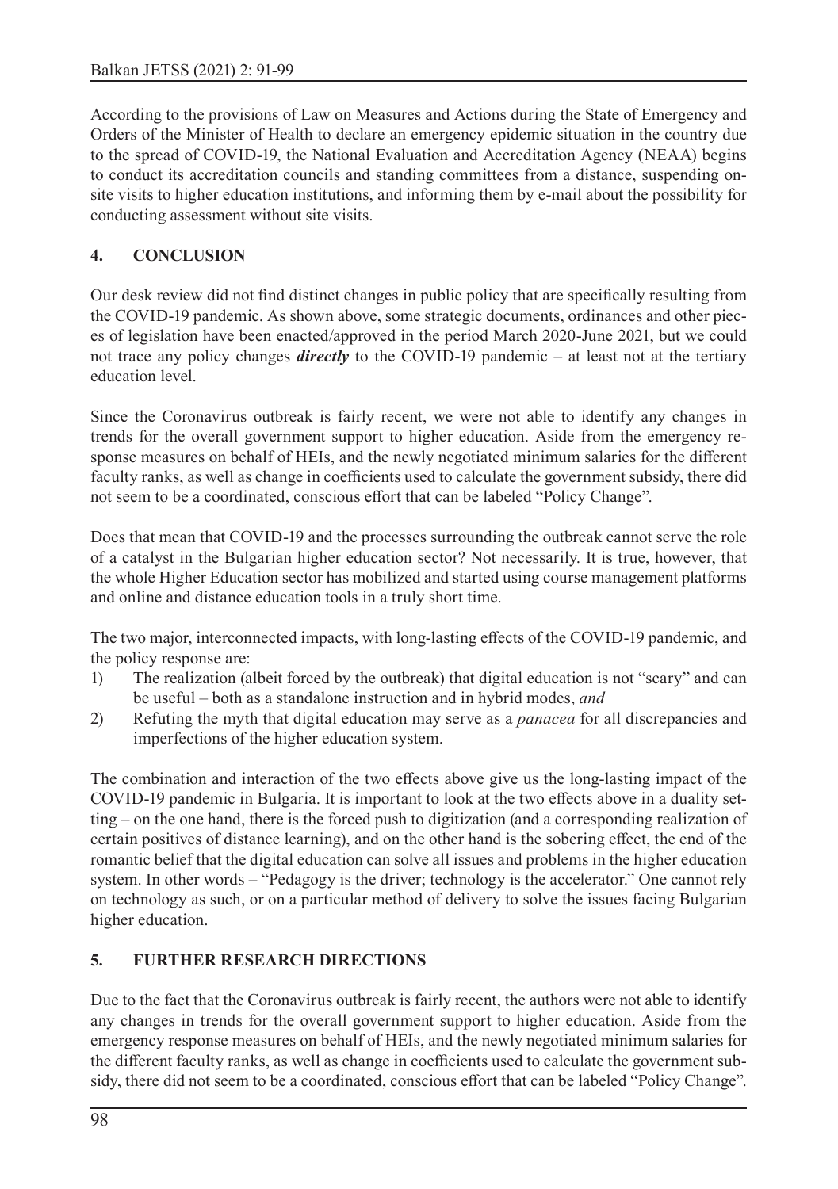According to the provisions of Law on Measures and Actions during the State of Emergency and Orders of the Minister of Health to declare an emergency epidemic situation in the country due to the spread of COVID-19, the National Evaluation and Accreditation Agency (NEAA) begins to conduct its accreditation councils and standing committees from a distance, suspending on-site visits to higher education institutions, and informing them by e-mail about the possibility for conducting assessment without site visits.

## 4. CONCLUSION

Our desk review did not find distinct changes in public policy that are specifically resulting from the COVID-19 pandemic. As shown above, some strategic documents, ordinances and other pieces of legislation have been enacted/approved in the period March 2020-June 2021, but we could not trace any policy changes ***directly*** to the COVID-19 pandemic – at least not at the tertiary education level.

Since the Coronavirus outbreak is fairly recent, we were not able to identify any changes in trends for the overall government support to higher education. Aside from the emergency response measures on behalf of HEIs, and the newly negotiated minimum salaries for the different faculty ranks, as well as change in coefficients used to calculate the government subsidy, there did not seem to be a coordinated, conscious effort that can be labeled "Policy Change".

Does that mean that COVID-19 and the processes surrounding the outbreak cannot serve the role of a catalyst in the Bulgarian higher education sector? Not necessarily. It is true, however, that the whole Higher Education sector has mobilized and started using course management platforms and online and distance education tools in a truly short time.

The two major, interconnected impacts, with long-lasting effects of the COVID-19 pandemic, and the policy response are:

1) The realization (albeit forced by the outbreak) that digital education is not "scary" and can be useful – both as a standalone instruction and in hybrid modes, *and*
2) Refuting the myth that digital education may serve as a *panacea* for all discrepancies and imperfections of the higher education system.

The combination and interaction of the two effects above give us the long-lasting impact of the COVID-19 pandemic in Bulgaria. It is important to look at the two effects above in a duality setting – on the one hand, there is the forced push to digitization (and a corresponding realization of certain positives of distance learning), and on the other hand is the sobering effect, the end of the romantic belief that the digital education can solve all issues and problems in the higher education system. In other words – "Pedagogy is the driver; technology is the accelerator." One cannot rely on technology as such, or on a particular method of delivery to solve the issues facing Bulgarian higher education.

## 5. FURTHER RESEARCH DIRECTIONS

Due to the fact that the Coronavirus outbreak is fairly recent, the authors were not able to identify any changes in trends for the overall government support to higher education. Aside from the emergency response measures on behalf of HEIs, and the newly negotiated minimum salaries for the different faculty ranks, as well as change in coefficients used to calculate the government subsidy, there did not seem to be a coordinated, conscious effort that can be labeled "Policy Change".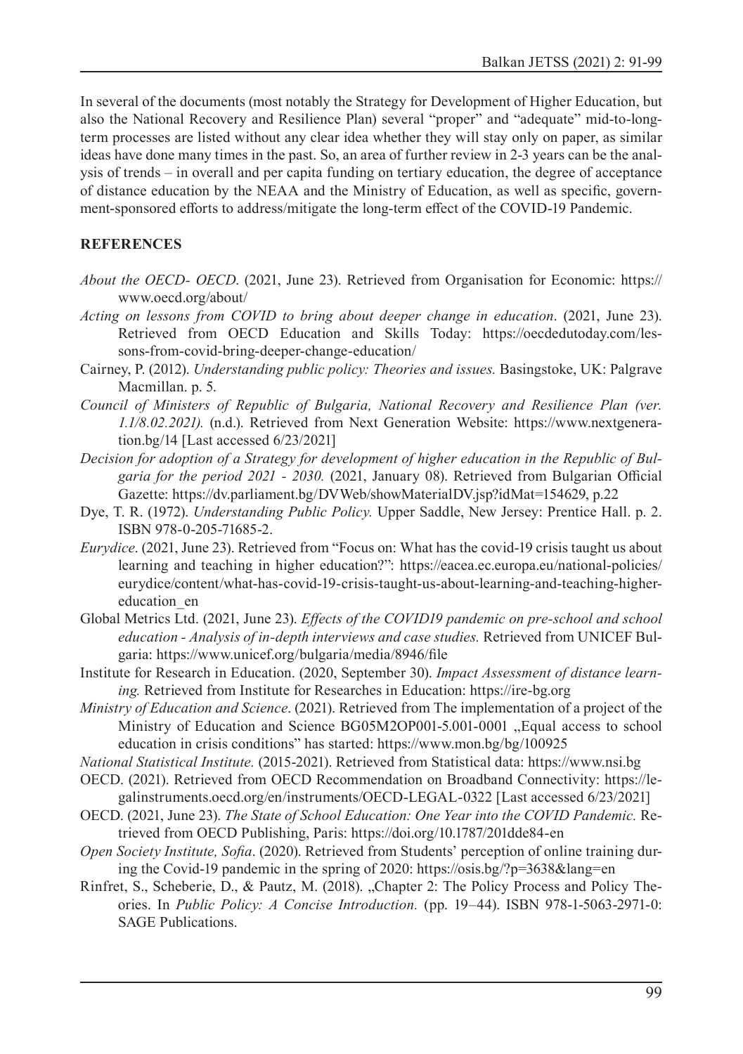In several of the documents (most notably the Strategy for Development of Higher Education, but also the National Recovery and Resilience Plan) several "proper" and "adequate" mid-to-long-term processes are listed without any clear idea whether they will stay only on paper, as similar ideas have done many times in the past. So, an area of further review in 2-3 years can be the analysis of trends – in overall and per capita funding on tertiary education, the degree of acceptance of distance education by the NEAA and the Ministry of Education, as well as specific, government-sponsored efforts to address/mitigate the long-term effect of the COVID-19 Pandemic.

## REFERENCES

*About the OECD- OECD*. (2021, June 23). Retrieved from Organisation for Economic: https://www.oecd.org/about/

*Acting on lessons from COVID to bring about deeper change in education*. (2021, June 23). Retrieved from OECD Education and Skills Today: https://oecdedutoday.com/lessons-from-covid-bring-deeper-change-education/

Cairney, P. (2012). *Understanding public policy: Theories and issues.* Basingstoke, UK: Palgrave Macmillan. p. 5.

*Council of Ministers of Republic of Bulgaria, National Recovery and Resilience Plan (ver. 1.1/8.02.2021).* (n.d.). Retrieved from Next Generation Website: https://www.nextgeneration.bg/14 [Last accessed 6/23/2021]

*Decision for adoption of a Strategy for development of higher education in the Republic of Bulgaria for the period 2021 - 2030.* (2021, January 08). Retrieved from Bulgarian Official Gazette: https://dv.parliament.bg/DVWeb/showMaterialDV.jsp?idMat=154629, p.22

Dye, T. R. (1972). *Understanding Public Policy.* Upper Saddle, New Jersey: Prentice Hall. p. 2. ISBN 978-0-205-71685-2.

*Eurydice*. (2021, June 23). Retrieved from "Focus on: What has the covid-19 crisis taught us about learning and teaching in higher education?": https://eacea.ec.europa.eu/national-policies/eurydice/content/what-has-covid-19-crisis-taught-us-about-learning-and-teaching-higher-education_en

Global Metrics Ltd. (2021, June 23). *Effects of the COVID19 pandemic on pre-school and school education - Analysis of in-depth interviews and case studies.* Retrieved from UNICEF Bulgaria: https://www.unicef.org/bulgaria/media/8946/file

Institute for Research in Education. (2020, September 30). *Impact Assessment of distance learning.* Retrieved from Institute for Researches in Education: https://ire-bg.org

*Ministry of Education and Science*. (2021). Retrieved from The implementation of a project of the Ministry of Education and Science BG05M2OP001-5.001-0001 „Equal access to school education in crisis conditions" has started: https://www.mon.bg/bg/100925

*National Statistical Institute.* (2015-2021). Retrieved from Statistical data: https://www.nsi.bg

OECD. (2021). Retrieved from OECD Recommendation on Broadband Connectivity: https://legalinstruments.oecd.org/en/instruments/OECD-LEGAL-0322 [Last accessed 6/23/2021]

OECD. (2021, June 23). *The State of School Education: One Year into the COVID Pandemic.* Retrieved from OECD Publishing, Paris: https://doi.org/10.1787/201dde84-en

*Open Society Institute, Sofia*. (2020). Retrieved from Students' perception of online training during the Covid-19 pandemic in the spring of 2020: https://osis.bg/?p=3638&lang=en

Rinfret, S., Scheberie, D., & Pautz, M. (2018). „Chapter 2: The Policy Process and Policy Theories. In *Public Policy: A Concise Introduction.* (pp. 19–44). ISBN 978-1-5063-2971-0: SAGE Publications.